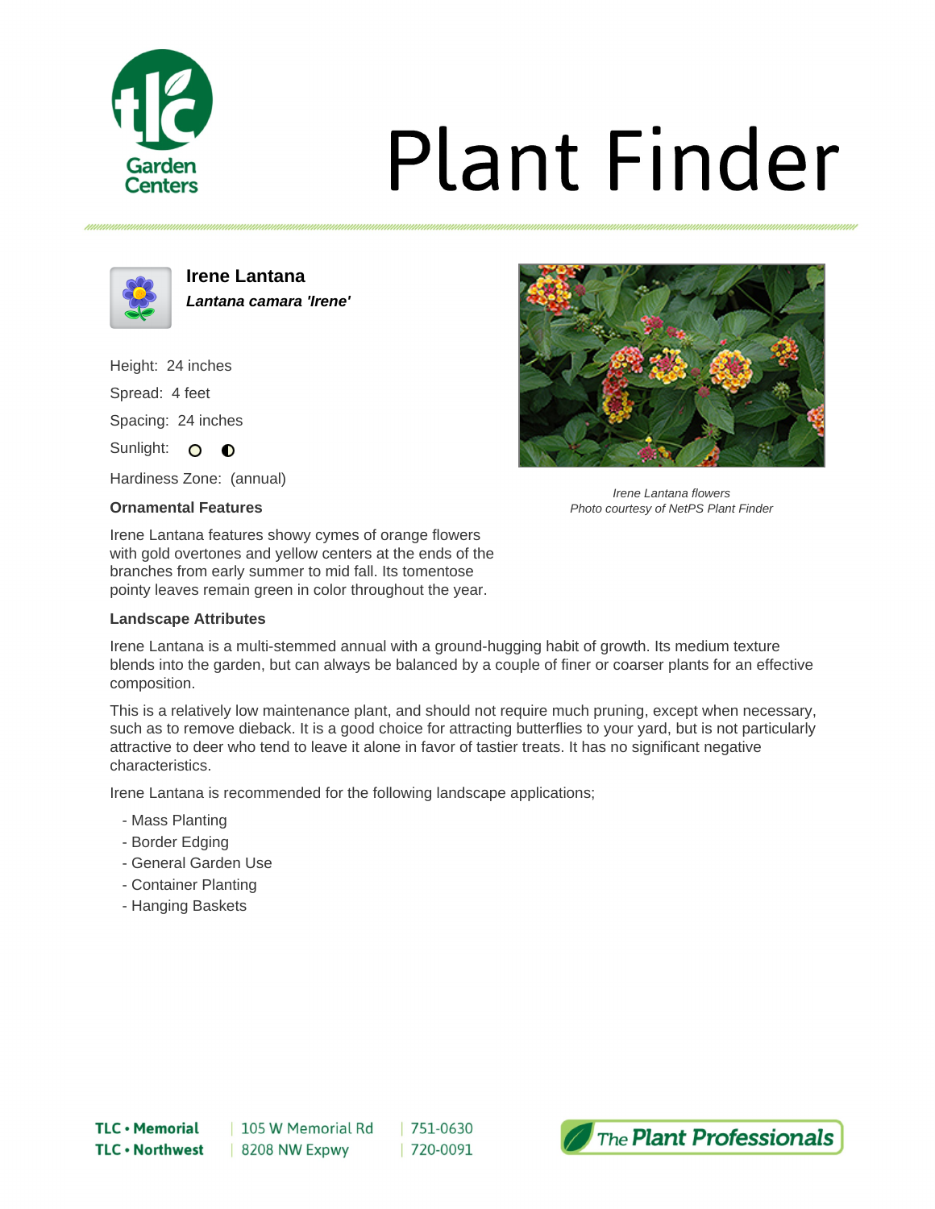# Plant Finder

## Irene Lantana

***Lantana camara 'Irene'***

Height: 24 inches

Spread: 4 feet

Spacing: 24 inches

Sunlight:

Hardiness Zone: (annual)

*Irene Lantana flowers*
*Photo courtesy of NetPS Plant Finder*

### Ornamental Features

Irene Lantana features showy cymes of orange flowers with gold overtones and yellow centers at the ends of the branches from early summer to mid fall. Its tomentose pointy leaves remain green in color throughout the year.

### Landscape Attributes

Irene Lantana is a multi-stemmed annual with a ground-hugging habit of growth. Its medium texture blends into the garden, but can always be balanced by a couple of finer or coarser plants for an effective composition.

This is a relatively low maintenance plant, and should not require much pruning, except when necessary, such as to remove dieback. It is a good choice for attracting butterflies to your yard, but is not particularly attractive to deer who tend to leave it alone in favor of tastier treats. It has no significant negative characteristics.

Irene Lantana is recommended for the following landscape applications;

- Mass Planting
- Border Edging
- General Garden Use
- Container Planting
- Hanging Baskets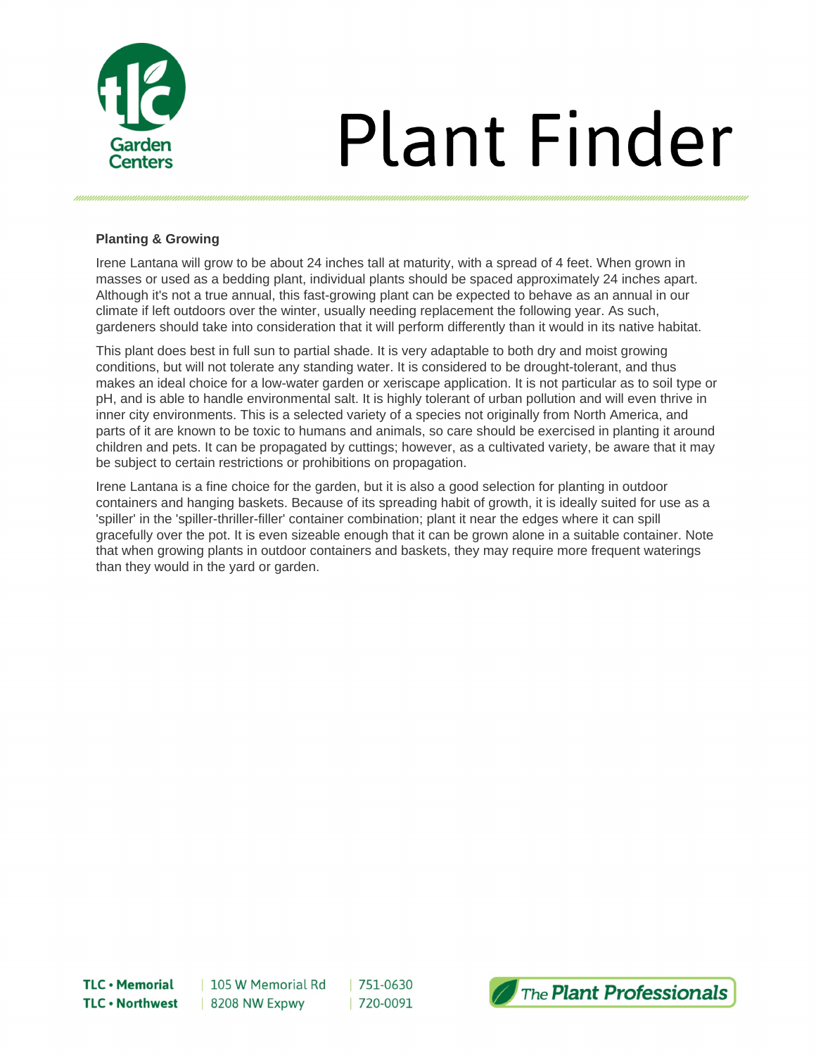# Plant Finder

**Planting & Growing**

Irene Lantana will grow to be about 24 inches tall at maturity, with a spread of 4 feet. When grown in masses or used as a bedding plant, individual plants should be spaced approximately 24 inches apart. Although it's not a true annual, this fast-growing plant can be expected to behave as an annual in our climate if left outdoors over the winter, usually needing replacement the following year. As such, gardeners should take into consideration that it will perform differently than it would in its native habitat.

This plant does best in full sun to partial shade. It is very adaptable to both dry and moist growing conditions, but will not tolerate any standing water. It is considered to be drought-tolerant, and thus makes an ideal choice for a low-water garden or xeriscape application. It is not particular as to soil type or pH, and is able to handle environmental salt. It is highly tolerant of urban pollution and will even thrive in inner city environments. This is a selected variety of a species not originally from North America, and parts of it are known to be toxic to humans and animals, so care should be exercised in planting it around children and pets. It can be propagated by cuttings; however, as a cultivated variety, be aware that it may be subject to certain restrictions or prohibitions on propagation.

Irene Lantana is a fine choice for the garden, but it is also a good selection for planting in outdoor containers and hanging baskets. Because of its spreading habit of growth, it is ideally suited for use as a 'spiller' in the 'spiller-thriller-filler' container combination; plant it near the edges where it can spill gracefully over the pot. It is even sizeable enough that it can be grown alone in a suitable container. Note that when growing plants in outdoor containers and baskets, they may require more frequent waterings than they would in the yard or garden.